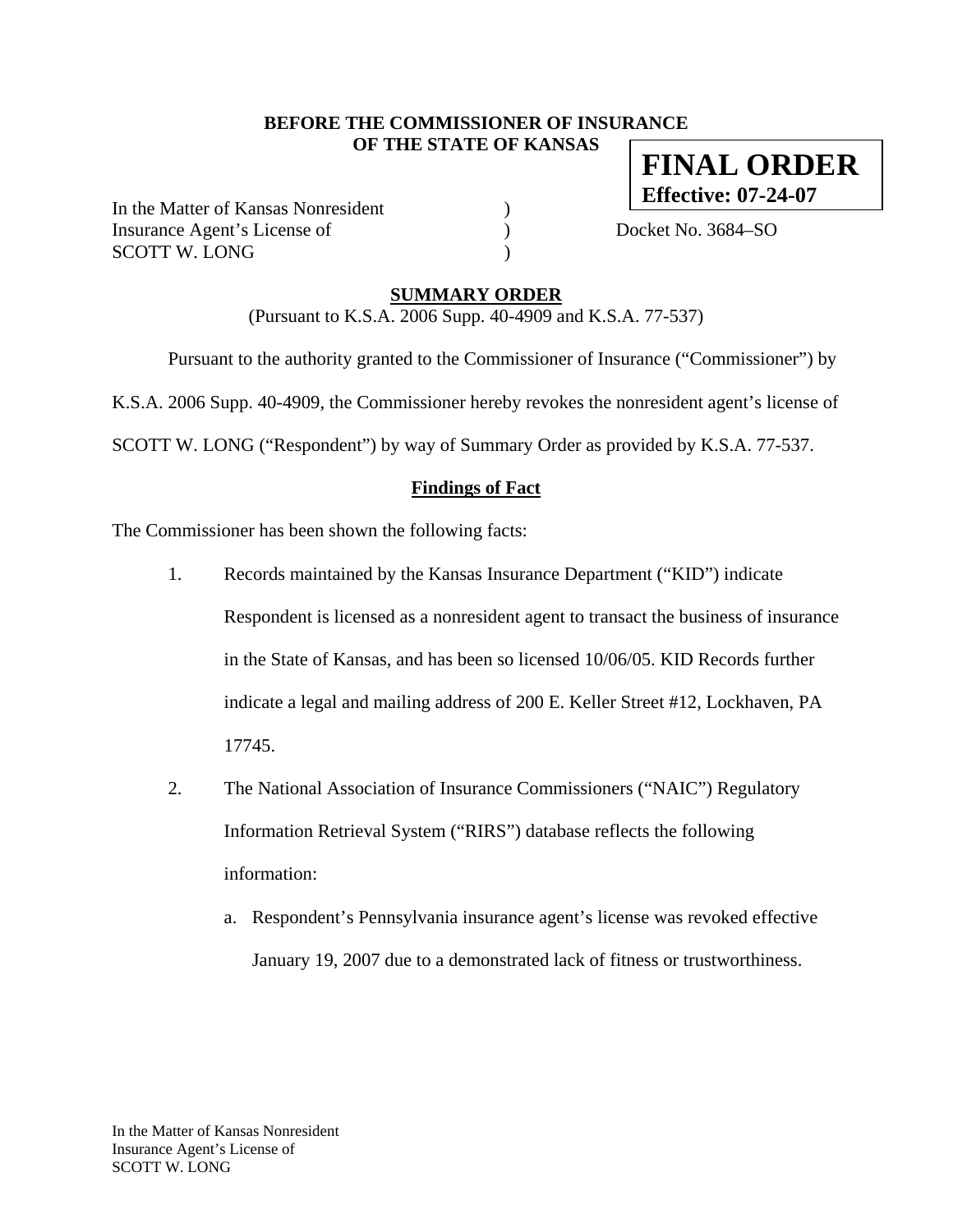**BEFORE THE COMMISSIONER OF INSURANCE**
**OF THE STATE OF KANSAS**

**FINAL ORDER**
**Effective: 07-24-07**

In the Matter of Kansas Nonresident )
Insurance Agent's License of ) Docket No. 3684–SO
SCOTT W. LONG )

## SUMMARY ORDER

(Pursuant to K.S.A. 2006 Supp. 40-4909 and K.S.A. 77-537)

Pursuant to the authority granted to the Commissioner of Insurance ("Commissioner") by K.S.A. 2006 Supp. 40-4909, the Commissioner hereby revokes the nonresident agent's license of SCOTT W. LONG ("Respondent") by way of Summary Order as provided by K.S.A. 77-537.

### Findings of Fact

The Commissioner has been shown the following facts:

1. Records maintained by the Kansas Insurance Department ("KID") indicate Respondent is licensed as a nonresident agent to transact the business of insurance in the State of Kansas, and has been so licensed 10/06/05. KID Records further indicate a legal and mailing address of 200 E. Keller Street #12, Lockhaven, PA 17745.

2. The National Association of Insurance Commissioners ("NAIC") Regulatory Information Retrieval System ("RIRS") database reflects the following information:

   a. Respondent's Pennsylvania insurance agent's license was revoked effective January 19, 2007 due to a demonstrated lack of fitness or trustworthiness.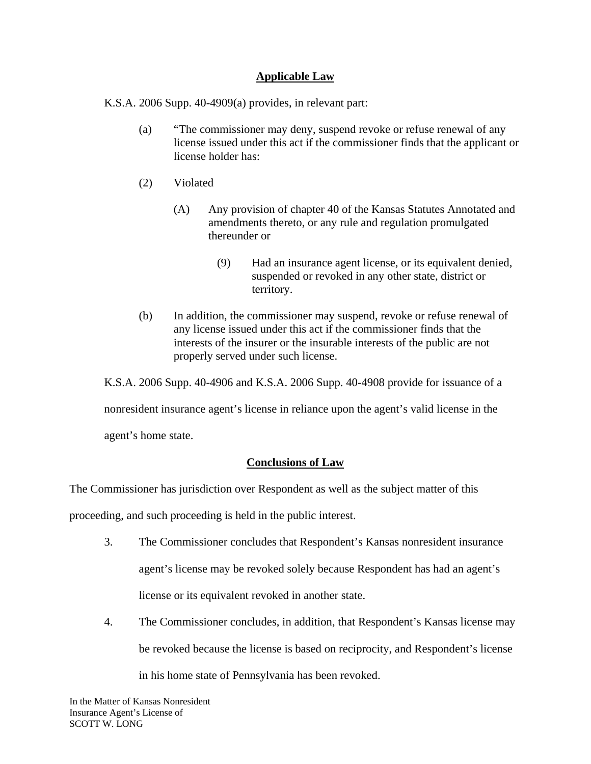## Applicable Law

K.S.A. 2006 Supp. 40-4909(a) provides, in relevant part:

> (a) "The commissioner may deny, suspend revoke or refuse renewal of any license issued under this act if the commissioner finds that the applicant or license holder has:
>
> (2) Violated
>
> > (A) Any provision of chapter 40 of the Kansas Statutes Annotated and amendments thereto, or any rule and regulation promulgated thereunder or
> >
> > > (9) Had an insurance agent license, or its equivalent denied, suspended or revoked in any other state, district or territory.
>
> (b) In addition, the commissioner may suspend, revoke or refuse renewal of any license issued under this act if the commissioner finds that the interests of the insurer or the insurable interests of the public are not properly served under such license.

K.S.A. 2006 Supp. 40-4906 and K.S.A. 2006 Supp. 40-4908 provide for issuance of a nonresident insurance agent's license in reliance upon the agent's valid license in the agent's home state.

## Conclusions of Law

The Commissioner has jurisdiction over Respondent as well as the subject matter of this proceeding, and such proceeding is held in the public interest.

3. The Commissioner concludes that Respondent's Kansas nonresident insurance agent's license may be revoked solely because Respondent has had an agent's license or its equivalent revoked in another state.

4. The Commissioner concludes, in addition, that Respondent's Kansas license may be revoked because the license is based on reciprocity, and Respondent's license in his home state of Pennsylvania has been revoked.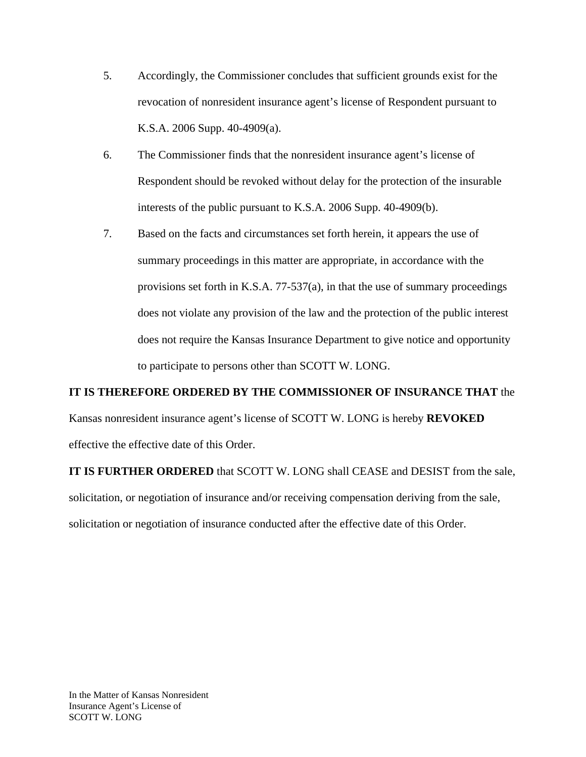5. Accordingly, the Commissioner concludes that sufficient grounds exist for the revocation of nonresident insurance agent's license of Respondent pursuant to K.S.A. 2006 Supp. 40-4909(a).

6. The Commissioner finds that the nonresident insurance agent's license of Respondent should be revoked without delay for the protection of the insurable interests of the public pursuant to K.S.A. 2006 Supp. 40-4909(b).

7. Based on the facts and circumstances set forth herein, it appears the use of summary proceedings in this matter are appropriate, in accordance with the provisions set forth in K.S.A. 77-537(a), in that the use of summary proceedings does not violate any provision of the law and the protection of the public interest does not require the Kansas Insurance Department to give notice and opportunity to participate to persons other than SCOTT W. LONG.

**IT IS THEREFORE ORDERED BY THE COMMISSIONER OF INSURANCE THAT** the Kansas nonresident insurance agent's license of SCOTT W. LONG is hereby **REVOKED** effective the effective date of this Order.

**IT IS FURTHER ORDERED** that SCOTT W. LONG shall CEASE and DESIST from the sale, solicitation, or negotiation of insurance and/or receiving compensation deriving from the sale, solicitation or negotiation of insurance conducted after the effective date of this Order.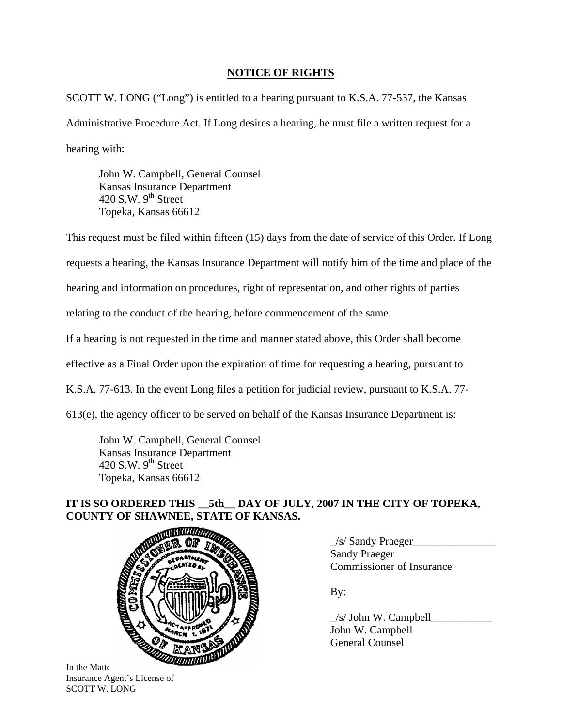## NOTICE OF RIGHTS

SCOTT W. LONG ("Long") is entitled to a hearing pursuant to K.S.A. 77-537, the Kansas Administrative Procedure Act. If Long desires a hearing, he must file a written request for a hearing with:

> John W. Campbell, General Counsel
> Kansas Insurance Department
> 420 S.W. 9th Street
> Topeka, Kansas 66612

This request must be filed within fifteen (15) days from the date of service of this Order. If Long requests a hearing, the Kansas Insurance Department will notify him of the time and place of the hearing and information on procedures, right of representation, and other rights of parties relating to the conduct of the hearing, before commencement of the same.

If a hearing is not requested in the time and manner stated above, this Order shall become effective as a Final Order upon the expiration of time for requesting a hearing, pursuant to K.S.A. 77-613. In the event Long files a petition for judicial review, pursuant to K.S.A. 77-613(e), the agency officer to be served on behalf of the Kansas Insurance Department is:

> John W. Campbell, General Counsel
> Kansas Insurance Department
> 420 S.W. 9th Street
> Topeka, Kansas 66612

**IT IS SO ORDERED THIS __5th__ DAY OF JULY, 2007 IN THE CITY OF TOPEKA, COUNTY OF SHAWNEE, STATE OF KANSAS.**

_/s/ Sandy Praeger_______________
Sandy Praeger
Commissioner of Insurance

By:

_/s/ John W. Campbell___________
John W. Campbell
General Counsel

In the Matte
Insurance Agent's License of
SCOTT W. LONG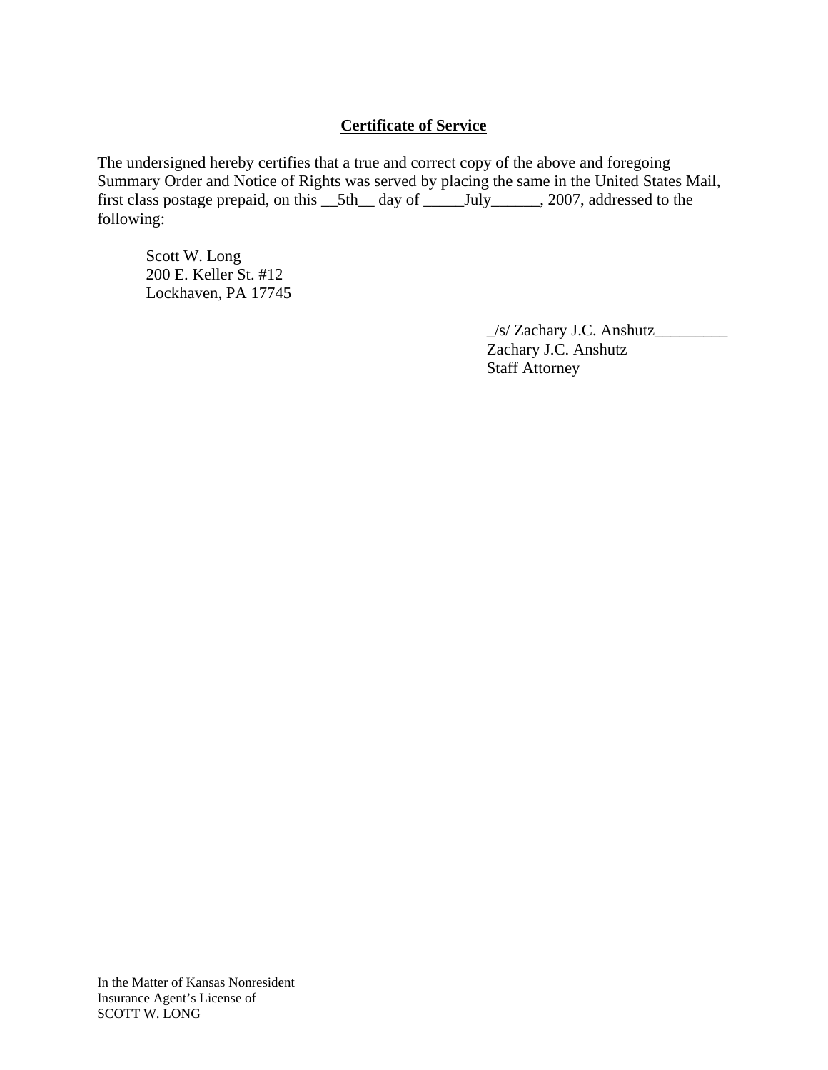**Certificate of Service**

The undersigned hereby certifies that a true and correct copy of the above and foregoing Summary Order and Notice of Rights was served by placing the same in the United States Mail, first class postage prepaid, on this __5th__ day of _____July______, 2007, addressed to the following:

Scott W. Long
200 E. Keller St. #12
Lockhaven, PA 17745

_/s/ Zachary J.C. Anshutz_________
Zachary J.C. Anshutz
Staff Attorney